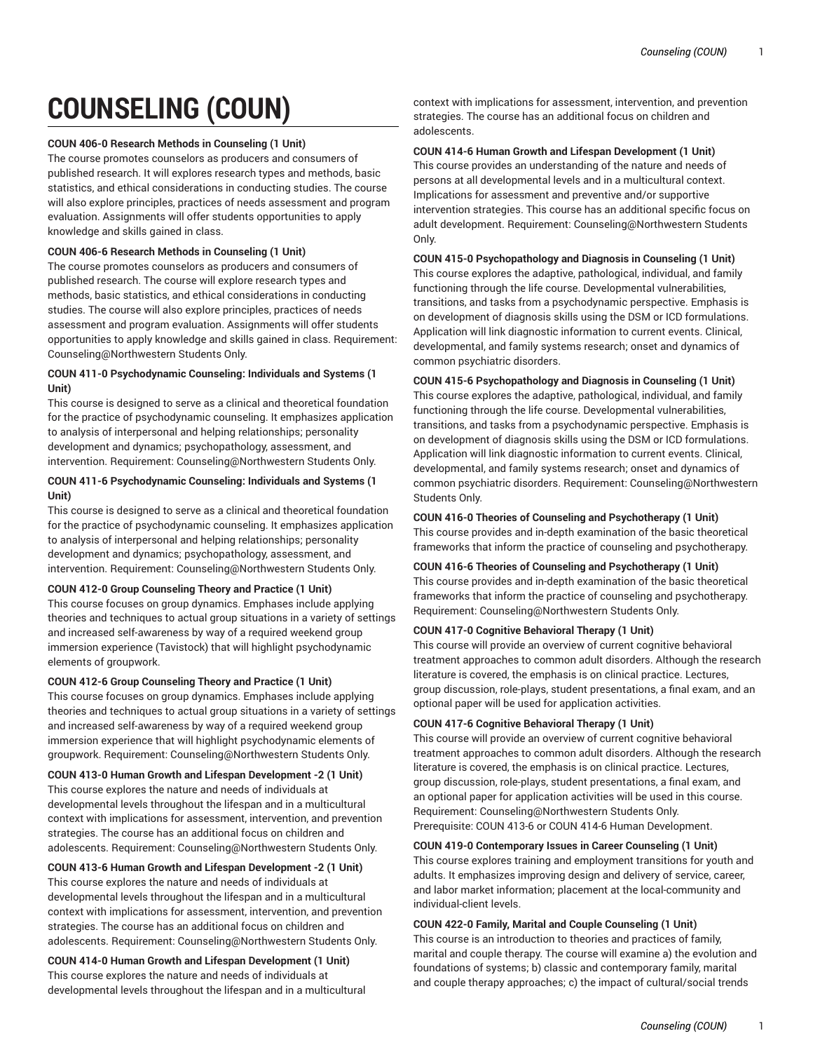# COUNSELING (COUN)

**COUN 406-0 Research Methods in Counseling (1 Unit)**
The course promotes counselors as producers and consumers of published research. It will explores research types and methods, basic statistics, and ethical considerations in conducting studies. The course will also explore principles, practices of needs assessment and program evaluation. Assignments will offer students opportunities to apply knowledge and skills gained in class.

**COUN 406-6 Research Methods in Counseling (1 Unit)**
The course promotes counselors as producers and consumers of published research. The course will explore research types and methods, basic statistics, and ethical considerations in conducting studies. The course will also explore principles, practices of needs assessment and program evaluation. Assignments will offer students opportunities to apply knowledge and skills gained in class. Requirement: Counseling@Northwestern Students Only.

**COUN 411-0 Psychodynamic Counseling: Individuals and Systems (1 Unit)**
This course is designed to serve as a clinical and theoretical foundation for the practice of psychodynamic counseling. It emphasizes application to analysis of interpersonal and helping relationships; personality development and dynamics; psychopathology, assessment, and intervention. Requirement: Counseling@Northwestern Students Only.

**COUN 411-6 Psychodynamic Counseling: Individuals and Systems (1 Unit)**
This course is designed to serve as a clinical and theoretical foundation for the practice of psychodynamic counseling. It emphasizes application to analysis of interpersonal and helping relationships; personality development and dynamics; psychopathology, assessment, and intervention. Requirement: Counseling@Northwestern Students Only.

**COUN 412-0 Group Counseling Theory and Practice (1 Unit)**
This course focuses on group dynamics. Emphases include applying theories and techniques to actual group situations in a variety of settings and increased self-awareness by way of a required weekend group immersion experience (Tavistock) that will highlight psychodynamic elements of groupwork.

**COUN 412-6 Group Counseling Theory and Practice (1 Unit)**
This course focuses on group dynamics. Emphases include applying theories and techniques to actual group situations in a variety of settings and increased self-awareness by way of a required weekend group immersion experience that will highlight psychodynamic elements of groupwork. Requirement: Counseling@Northwestern Students Only.

**COUN 413-0 Human Growth and Lifespan Development -2 (1 Unit)**
This course explores the nature and needs of individuals at developmental levels throughout the lifespan and in a multicultural context with implications for assessment, intervention, and prevention strategies. The course has an additional focus on children and adolescents. Requirement: Counseling@Northwestern Students Only.

**COUN 413-6 Human Growth and Lifespan Development -2 (1 Unit)**
This course explores the nature and needs of individuals at developmental levels throughout the lifespan and in a multicultural context with implications for assessment, intervention, and prevention strategies. The course has an additional focus on children and adolescents. Requirement: Counseling@Northwestern Students Only.

**COUN 414-0 Human Growth and Lifespan Development (1 Unit)**
This course explores the nature and needs of individuals at developmental levels throughout the lifespan and in a multicultural context with implications for assessment, intervention, and prevention strategies. The course has an additional focus on children and adolescents.

**COUN 414-6 Human Growth and Lifespan Development (1 Unit)**
This course provides an understanding of the nature and needs of persons at all developmental levels and in a multicultural context. Implications for assessment and preventive and/or supportive intervention strategies. This course has an additional specific focus on adult development. Requirement: Counseling@Northwestern Students Only.

**COUN 415-0 Psychopathology and Diagnosis in Counseling (1 Unit)**
This course explores the adaptive, pathological, individual, and family functioning through the life course. Developmental vulnerabilities, transitions, and tasks from a psychodynamic perspective. Emphasis is on development of diagnosis skills using the DSM or ICD formulations. Application will link diagnostic information to current events. Clinical, developmental, and family systems research; onset and dynamics of common psychiatric disorders.

**COUN 415-6 Psychopathology and Diagnosis in Counseling (1 Unit)**
This course explores the adaptive, pathological, individual, and family functioning through the life course. Developmental vulnerabilities, transitions, and tasks from a psychodynamic perspective. Emphasis is on development of diagnosis skills using the DSM or ICD formulations. Application will link diagnostic information to current events. Clinical, developmental, and family systems research; onset and dynamics of common psychiatric disorders. Requirement: Counseling@Northwestern Students Only.

**COUN 416-0 Theories of Counseling and Psychotherapy (1 Unit)**
This course provides and in-depth examination of the basic theoretical frameworks that inform the practice of counseling and psychotherapy.

**COUN 416-6 Theories of Counseling and Psychotherapy (1 Unit)**
This course provides and in-depth examination of the basic theoretical frameworks that inform the practice of counseling and psychotherapy. Requirement: Counseling@Northwestern Students Only.

**COUN 417-0 Cognitive Behavioral Therapy (1 Unit)**
This course will provide an overview of current cognitive behavioral treatment approaches to common adult disorders. Although the research literature is covered, the emphasis is on clinical practice. Lectures, group discussion, role-plays, student presentations, a final exam, and an optional paper will be used for application activities.

**COUN 417-6 Cognitive Behavioral Therapy (1 Unit)**
This course will provide an overview of current cognitive behavioral treatment approaches to common adult disorders. Although the research literature is covered, the emphasis is on clinical practice. Lectures, group discussion, role-plays, student presentations, a final exam, and an optional paper for application activities will be used in this course. Requirement: Counseling@Northwestern Students Only.
Prerequisite: COUN 413-6 or COUN 414-6 Human Development.

**COUN 419-0 Contemporary Issues in Career Counseling (1 Unit)**
This course explores training and employment transitions for youth and adults. It emphasizes improving design and delivery of service, career, and labor market information; placement at the local-community and individual-client levels.

**COUN 422-0 Family, Marital and Couple Counseling (1 Unit)**
This course is an introduction to theories and practices of family, marital and couple therapy. The course will examine a) the evolution and foundations of systems; b) classic and contemporary family, marital and couple therapy approaches; c) the impact of cultural/social trends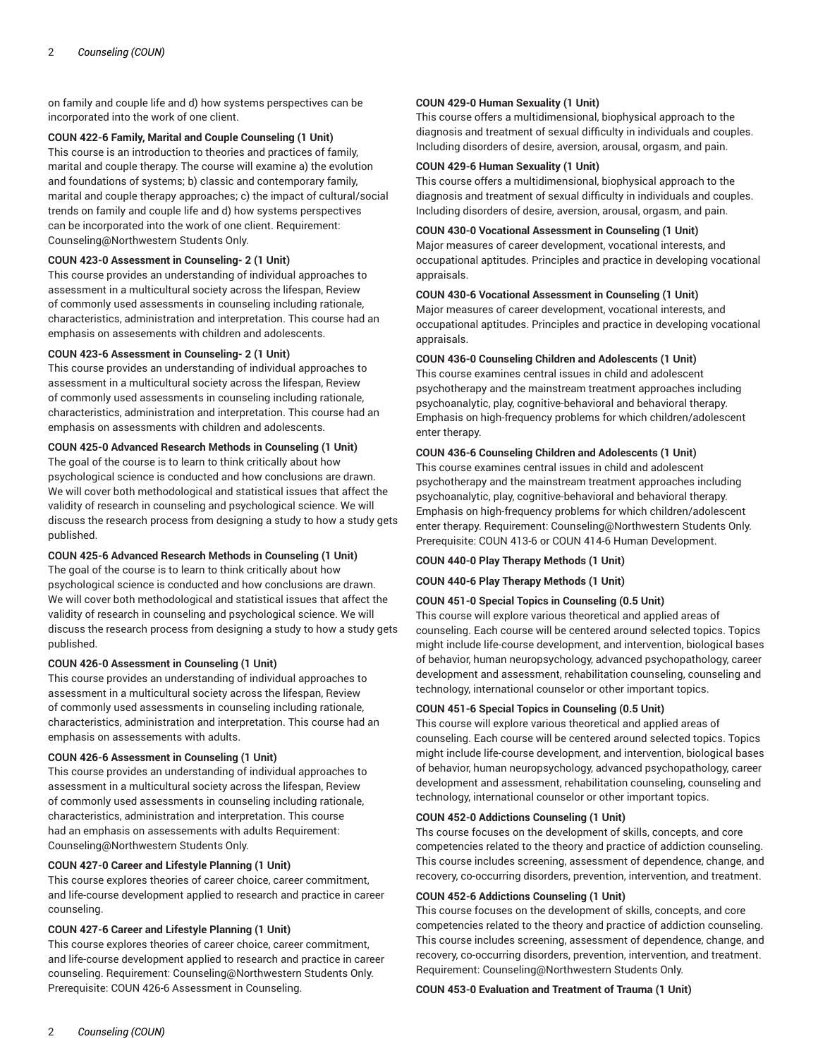on family and couple life and d) how systems perspectives can be incorporated into the work of one client.

**COUN 422-6 Family, Marital and Couple Counseling (1 Unit)**
This course is an introduction to theories and practices of family, marital and couple therapy. The course will examine a) the evolution and foundations of systems; b) classic and contemporary family, marital and couple therapy approaches; c) the impact of cultural/social trends on family and couple life and d) how systems perspectives can be incorporated into the work of one client. Requirement: Counseling@Northwestern Students Only.

**COUN 423-0 Assessment in Counseling- 2 (1 Unit)**
This course provides an understanding of individual approaches to assessment in a multicultural society across the lifespan, Review of commonly used assessments in counseling including rationale, characteristics, administration and interpretation. This course had an emphasis on assesements with children and adolescents.

**COUN 423-6 Assessment in Counseling- 2 (1 Unit)**
This course provides an understanding of individual approaches to assessment in a multicultural society across the lifespan, Review of commonly used assessments in counseling including rationale, characteristics, administration and interpretation. This course had an emphasis on assessments with children and adolescents.

**COUN 425-0 Advanced Research Methods in Counseling (1 Unit)**
The goal of the course is to learn to think critically about how psychological science is conducted and how conclusions are drawn. We will cover both methodological and statistical issues that affect the validity of research in counseling and psychological science. We will discuss the research process from designing a study to how a study gets published.

**COUN 425-6 Advanced Research Methods in Counseling (1 Unit)**
The goal of the course is to learn to think critically about how psychological science is conducted and how conclusions are drawn. We will cover both methodological and statistical issues that affect the validity of research in counseling and psychological science. We will discuss the research process from designing a study to how a study gets published.

**COUN 426-0 Assessment in Counseling (1 Unit)**
This course provides an understanding of individual approaches to assessment in a multicultural society across the lifespan, Review of commonly used assessments in counseling including rationale, characteristics, administration and interpretation. This course had an emphasis on assesements with adults.

**COUN 426-6 Assessment in Counseling (1 Unit)**
This course provides an understanding of individual approaches to assessment in a multicultural society across the lifespan, Review of commonly used assessments in counseling including rationale, characteristics, administration and interpretation. This course had an emphasis on assessements with adults Requirement: Counseling@Northwestern Students Only.

**COUN 427-0 Career and Lifestyle Planning (1 Unit)**
This course explores theories of career choice, career commitment, and life-course development applied to research and practice in career counseling.

**COUN 427-6 Career and Lifestyle Planning (1 Unit)**
This course explores theories of career choice, career commitment, and life-course development applied to research and practice in career counseling. Requirement: Counseling@Northwestern Students Only. Prerequisite: COUN 426-6 Assessment in Counseling.

**COUN 429-0 Human Sexuality (1 Unit)**
This course offers a multidimensional, biophysical approach to the diagnosis and treatment of sexual difficulty in individuals and couples. Including disorders of desire, aversion, arousal, orgasm, and pain.

**COUN 429-6 Human Sexuality (1 Unit)**
This course offers a multidimensional, biophysical approach to the diagnosis and treatment of sexual difficulty in individuals and couples. Including disorders of desire, aversion, arousal, orgasm, and pain.

**COUN 430-0 Vocational Assessment in Counseling (1 Unit)**
Major measures of career development, vocational interests, and occupational aptitudes. Principles and practice in developing vocational appraisals.

**COUN 430-6 Vocational Assessment in Counseling (1 Unit)**
Major measures of career development, vocational interests, and occupational aptitudes. Principles and practice in developing vocational appraisals.

**COUN 436-0 Counseling Children and Adolescents (1 Unit)**
This course examines central issues in child and adolescent psychotherapy and the mainstream treatment approaches including psychoanalytic, play, cognitive-behavioral and behavioral therapy. Emphasis on high-frequency problems for which children/adolescent enter therapy.

**COUN 436-6 Counseling Children and Adolescents (1 Unit)**
This course examines central issues in child and adolescent psychotherapy and the mainstream treatment approaches including psychoanalytic, play, cognitive-behavioral and behavioral therapy. Emphasis on high-frequency problems for which children/adolescent enter therapy. Requirement: Counseling@Northwestern Students Only. Prerequisite: COUN 413-6 or COUN 414-6 Human Development.

**COUN 440-0 Play Therapy Methods (1 Unit)**

**COUN 440-6 Play Therapy Methods (1 Unit)**

**COUN 451-0 Special Topics in Counseling (0.5 Unit)**
This course will explore various theoretical and applied areas of counseling. Each course will be centered around selected topics. Topics might include life-course development, and intervention, biological bases of behavior, human neuropsychology, advanced psychopathology, career development and assessment, rehabilitation counseling, counseling and technology, international counselor or other important topics.

**COUN 451-6 Special Topics in Counseling (0.5 Unit)**
This course will explore various theoretical and applied areas of counseling. Each course will be centered around selected topics. Topics might include life-course development, and intervention, biological bases of behavior, human neuropsychology, advanced psychopathology, career development and assessment, rehabilitation counseling, counseling and technology, international counselor or other important topics.

**COUN 452-0 Addictions Counseling (1 Unit)**
Ths course focuses on the development of skills, concepts, and core competencies related to the theory and practice of addiction counseling. This course includes screening, assessment of dependence, change, and recovery, co-occurring disorders, prevention, intervention, and treatment.

**COUN 452-6 Addictions Counseling (1 Unit)**
This course focuses on the development of skills, concepts, and core competencies related to the theory and practice of addiction counseling. This course includes screening, assessment of dependence, change, and recovery, co-occurring disorders, prevention, intervention, and treatment. Requirement: Counseling@Northwestern Students Only.

**COUN 453-0 Evaluation and Treatment of Trauma (1 Unit)**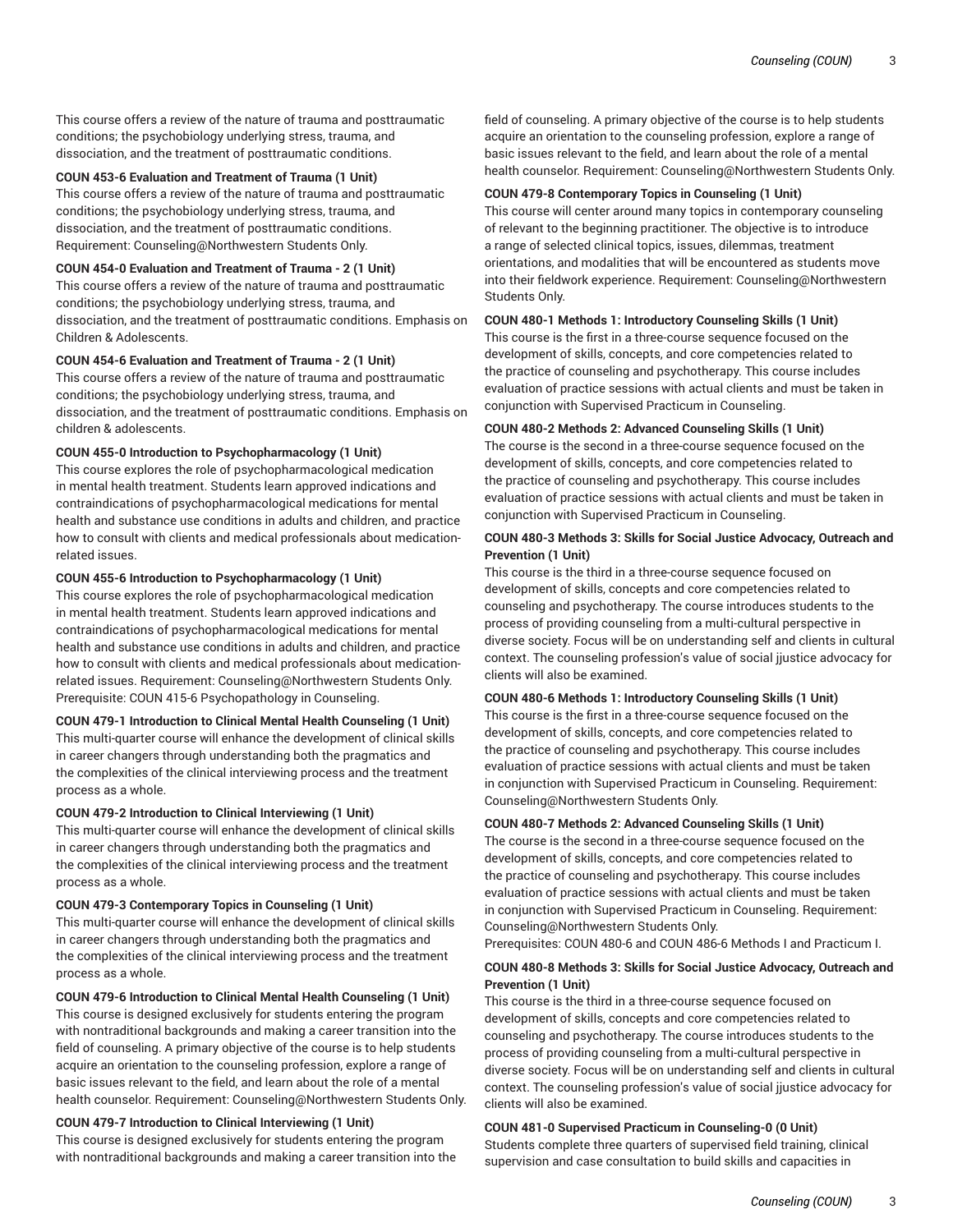This course offers a review of the nature of trauma and posttraumatic conditions; the psychobiology underlying stress, trauma, and dissociation, and the treatment of posttraumatic conditions.

**COUN 453-6 Evaluation and Treatment of Trauma (1 Unit)**
This course offers a review of the nature of trauma and posttraumatic conditions; the psychobiology underlying stress, trauma, and dissociation, and the treatment of posttraumatic conditions. Requirement: Counseling@Northwestern Students Only.

**COUN 454-0 Evaluation and Treatment of Trauma - 2 (1 Unit)**
This course offers a review of the nature of trauma and posttraumatic conditions; the psychobiology underlying stress, trauma, and dissociation, and the treatment of posttraumatic conditions. Emphasis on Children & Adolescents.

**COUN 454-6 Evaluation and Treatment of Trauma - 2 (1 Unit)**
This course offers a review of the nature of trauma and posttraumatic conditions; the psychobiology underlying stress, trauma, and dissociation, and the treatment of posttraumatic conditions. Emphasis on children & adolescents.

**COUN 455-0 Introduction to Psychopharmacology (1 Unit)**
This course explores the role of psychopharmacological medication in mental health treatment. Students learn approved indications and contraindications of psychopharmacological medications for mental health and substance use conditions in adults and children, and practice how to consult with clients and medical professionals about medication-related issues.

**COUN 455-6 Introduction to Psychopharmacology (1 Unit)**
This course explores the role of psychopharmacological medication in mental health treatment. Students learn approved indications and contraindications of psychopharmacological medications for mental health and substance use conditions in adults and children, and practice how to consult with clients and medical professionals about medication-related issues. Requirement: Counseling@Northwestern Students Only. Prerequisite: COUN 415-6 Psychopathology in Counseling.

**COUN 479-1 Introduction to Clinical Mental Health Counseling (1 Unit)**
This multi-quarter course will enhance the development of clinical skills in career changers through understanding both the pragmatics and the complexities of the clinical interviewing process and the treatment process as a whole.

**COUN 479-2 Introduction to Clinical Interviewing (1 Unit)**
This multi-quarter course will enhance the development of clinical skills in career changers through understanding both the pragmatics and the complexities of the clinical interviewing process and the treatment process as a whole.

**COUN 479-3 Contemporary Topics in Counseling (1 Unit)**
This multi-quarter course will enhance the development of clinical skills in career changers through understanding both the pragmatics and the complexities of the clinical interviewing process and the treatment process as a whole.

**COUN 479-6 Introduction to Clinical Mental Health Counseling (1 Unit)**
This course is designed exclusively for students entering the program with nontraditional backgrounds and making a career transition into the field of counseling. A primary objective of the course is to help students acquire an orientation to the counseling profession, explore a range of basic issues relevant to the field, and learn about the role of a mental health counselor. Requirement: Counseling@Northwestern Students Only.

**COUN 479-7 Introduction to Clinical Interviewing (1 Unit)**
This course is designed exclusively for students entering the program with nontraditional backgrounds and making a career transition into the field of counseling. A primary objective of the course is to help students acquire an orientation to the counseling profession, explore a range of basic issues relevant to the field, and learn about the role of a mental health counselor. Requirement: Counseling@Northwestern Students Only.

**COUN 479-8 Contemporary Topics in Counseling (1 Unit)**
This course will center around many topics in contemporary counseling of relevant to the beginning practitioner. The objective is to introduce a range of selected clinical topics, issues, dilemmas, treatment orientations, and modalities that will be encountered as students move into their fieldwork experience. Requirement: Counseling@Northwestern Students Only.

**COUN 480-1 Methods 1: Introductory Counseling Skills (1 Unit)**
This course is the first in a three-course sequence focused on the development of skills, concepts, and core competencies related to the practice of counseling and psychotherapy. This course includes evaluation of practice sessions with actual clients and must be taken in conjunction with Supervised Practicum in Counseling.

**COUN 480-2 Methods 2: Advanced Counseling Skills (1 Unit)**
The course is the second in a three-course sequence focused on the development of skills, concepts, and core competencies related to the practice of counseling and psychotherapy. This course includes evaluation of practice sessions with actual clients and must be taken in conjunction with Supervised Practicum in Counseling.

**COUN 480-3 Methods 3: Skills for Social Justice Advocacy, Outreach and Prevention (1 Unit)**
This course is the third in a three-course sequence focused on development of skills, concepts and core competencies related to counseling and psychotherapy. The course introduces students to the process of providing counseling from a multi-cultural perspective in diverse society. Focus will be on understanding self and clients in cultural context. The counseling profession's value of social jjustice advocacy for clients will also be examined.

**COUN 480-6 Methods 1: Introductory Counseling Skills (1 Unit)**
This course is the first in a three-course sequence focused on the development of skills, concepts, and core competencies related to the practice of counseling and psychotherapy. This course includes evaluation of practice sessions with actual clients and must be taken in conjunction with Supervised Practicum in Counseling. Requirement: Counseling@Northwestern Students Only.

**COUN 480-7 Methods 2: Advanced Counseling Skills (1 Unit)**
The course is the second in a three-course sequence focused on the development of skills, concepts, and core competencies related to the practice of counseling and psychotherapy. This course includes evaluation of practice sessions with actual clients and must be taken in conjunction with Supervised Practicum in Counseling. Requirement: Counseling@Northwestern Students Only.
Prerequisites: COUN 480-6 and COUN 486-6 Methods I and Practicum I.

**COUN 480-8 Methods 3: Skills for Social Justice Advocacy, Outreach and Prevention (1 Unit)**
This course is the third in a three-course sequence focused on development of skills, concepts and core competencies related to counseling and psychotherapy. The course introduces students to the process of providing counseling from a multi-cultural perspective in diverse society. Focus will be on understanding self and clients in cultural context. The counseling profession's value of social jjustice advocacy for clients will also be examined.

**COUN 481-0 Supervised Practicum in Counseling-0 (0 Unit)**
Students complete three quarters of supervised field training, clinical supervision and case consultation to build skills and capacities in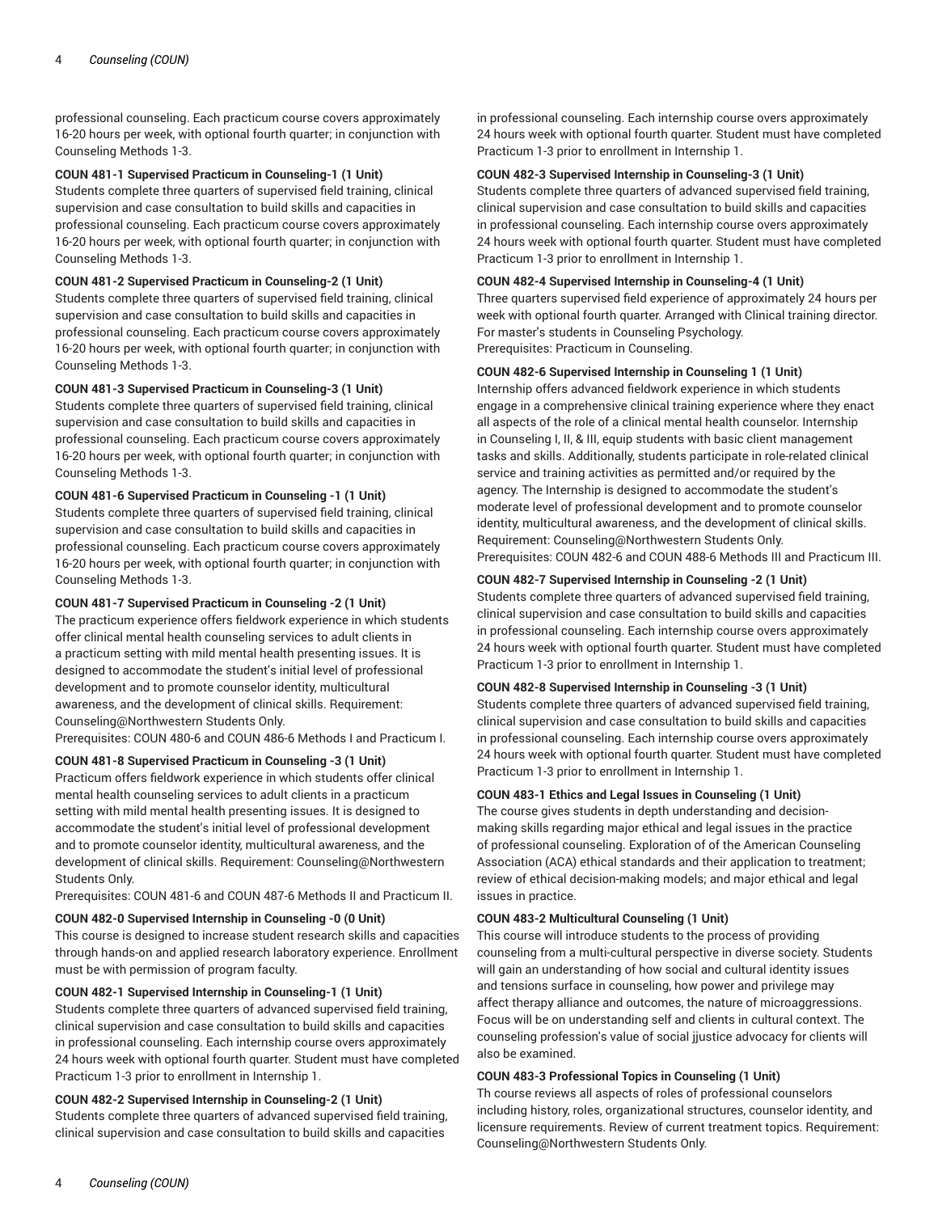professional counseling. Each practicum course covers approximately 16-20 hours per week, with optional fourth quarter; in conjunction with Counseling Methods 1-3.

**COUN 481-1 Supervised Practicum in Counseling-1 (1 Unit)**
Students complete three quarters of supervised field training, clinical supervision and case consultation to build skills and capacities in professional counseling. Each practicum course covers approximately 16-20 hours per week, with optional fourth quarter; in conjunction with Counseling Methods 1-3.

**COUN 481-2 Supervised Practicum in Counseling-2 (1 Unit)**
Students complete three quarters of supervised field training, clinical supervision and case consultation to build skills and capacities in professional counseling. Each practicum course covers approximately 16-20 hours per week, with optional fourth quarter; in conjunction with Counseling Methods 1-3.

**COUN 481-3 Supervised Practicum in Counseling-3 (1 Unit)**
Students complete three quarters of supervised field training, clinical supervision and case consultation to build skills and capacities in professional counseling. Each practicum course covers approximately 16-20 hours per week, with optional fourth quarter; in conjunction with Counseling Methods 1-3.

**COUN 481-6 Supervised Practicum in Counseling -1 (1 Unit)**
Students complete three quarters of supervised field training, clinical supervision and case consultation to build skills and capacities in professional counseling. Each practicum course covers approximately 16-20 hours per week, with optional fourth quarter; in conjunction with Counseling Methods 1-3.

**COUN 481-7 Supervised Practicum in Counseling -2 (1 Unit)**
The practicum experience offers fieldwork experience in which students offer clinical mental health counseling services to adult clients in a practicum setting with mild mental health presenting issues. It is designed to accommodate the student's initial level of professional development and to promote counselor identity, multicultural awareness, and the development of clinical skills. Requirement: Counseling@Northwestern Students Only.
Prerequisites: COUN 480-6 and COUN 486-6 Methods I and Practicum I.

**COUN 481-8 Supervised Practicum in Counseling -3 (1 Unit)**
Practicum offers fieldwork experience in which students offer clinical mental health counseling services to adult clients in a practicum setting with mild mental health presenting issues. It is designed to accommodate the student's initial level of professional development and to promote counselor identity, multicultural awareness, and the development of clinical skills. Requirement: Counseling@Northwestern Students Only.
Prerequisites: COUN 481-6 and COUN 487-6 Methods II and Practicum II.

**COUN 482-0 Supervised Internship in Counseling -0 (0 Unit)**
This course is designed to increase student research skills and capacities through hands-on and applied research laboratory experience. Enrollment must be with permission of program faculty.

**COUN 482-1 Supervised Internship in Counseling-1 (1 Unit)**
Students complete three quarters of advanced supervised field training, clinical supervision and case consultation to build skills and capacities in professional counseling. Each internship course overs approximately 24 hours week with optional fourth quarter. Student must have completed Practicum 1-3 prior to enrollment in Internship 1.

**COUN 482-2 Supervised Internship in Counseling-2 (1 Unit)**
Students complete three quarters of advanced supervised field training, clinical supervision and case consultation to build skills and capacities in professional counseling. Each internship course overs approximately 24 hours week with optional fourth quarter. Student must have completed Practicum 1-3 prior to enrollment in Internship 1.

**COUN 482-3 Supervised Internship in Counseling-3 (1 Unit)**
Students complete three quarters of advanced supervised field training, clinical supervision and case consultation to build skills and capacities in professional counseling. Each internship course overs approximately 24 hours week with optional fourth quarter. Student must have completed Practicum 1-3 prior to enrollment in Internship 1.

**COUN 482-4 Supervised Internship in Counseling-4 (1 Unit)**
Three quarters supervised field experience of approximately 24 hours per week with optional fourth quarter. Arranged with Clinical training director. For master's students in Counseling Psychology.
Prerequisites: Practicum in Counseling.

**COUN 482-6 Supervised Internship in Counseling 1 (1 Unit)**
Internship offers advanced fieldwork experience in which students engage in a comprehensive clinical training experience where they enact all aspects of the role of a clinical mental health counselor. Internship in Counseling I, II, & III, equip students with basic client management tasks and skills. Additionally, students participate in role-related clinical service and training activities as permitted and/or required by the agency. The Internship is designed to accommodate the student's moderate level of professional development and to promote counselor identity, multicultural awareness, and the development of clinical skills. Requirement: Counseling@Northwestern Students Only.
Prerequisites: COUN 482-6 and COUN 488-6 Methods III and Practicum III.

**COUN 482-7 Supervised Internship in Counseling -2 (1 Unit)**
Students complete three quarters of advanced supervised field training, clinical supervision and case consultation to build skills and capacities in professional counseling. Each internship course overs approximately 24 hours week with optional fourth quarter. Student must have completed Practicum 1-3 prior to enrollment in Internship 1.

**COUN 482-8 Supervised Internship in Counseling -3 (1 Unit)**
Students complete three quarters of advanced supervised field training, clinical supervision and case consultation to build skills and capacities in professional counseling. Each internship course overs approximately 24 hours week with optional fourth quarter. Student must have completed Practicum 1-3 prior to enrollment in Internship 1.

**COUN 483-1 Ethics and Legal Issues in Counseling (1 Unit)**
The course gives students in depth understanding and decision-making skills regarding major ethical and legal issues in the practice of professional counseling. Exploration of of the American Counseling Association (ACA) ethical standards and their application to treatment; review of ethical decision-making models; and major ethical and legal issues in practice.

**COUN 483-2 Multicultural Counseling (1 Unit)**
This course will introduce students to the process of providing counseling from a multi-cultural perspective in diverse society. Students will gain an understanding of how social and cultural identity issues and tensions surface in counseling, how power and privilege may affect therapy alliance and outcomes, the nature of microaggressions. Focus will be on understanding self and clients in cultural context. The counseling profession's value of social jjustice advocacy for clients will also be examined.

**COUN 483-3 Professional Topics in Counseling (1 Unit)**
Th course reviews all aspects of roles of professional counselors including history, roles, organizational structures, counselor identity, and licensure requirements. Review of current treatment topics. Requirement: Counseling@Northwestern Students Only.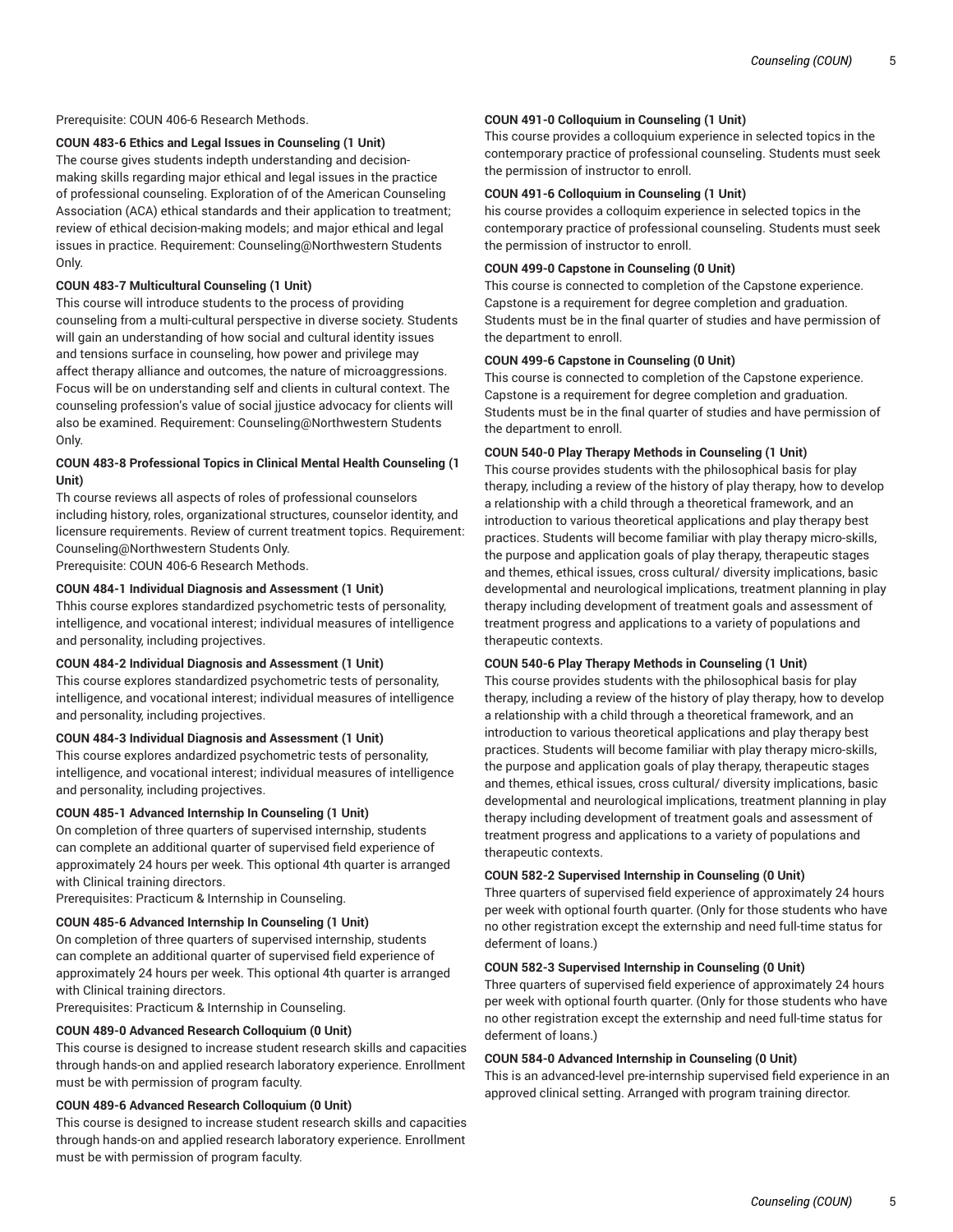Prerequisite: COUN 406-6 Research Methods.

**COUN 483-6 Ethics and Legal Issues in Counseling (1 Unit)**

The course gives students indepth understanding and decision-making skills regarding major ethical and legal issues in the practice of professional counseling. Exploration of of the American Counseling Association (ACA) ethical standards and their application to treatment; review of ethical decision-making models; and major ethical and legal issues in practice. Requirement: Counseling@Northwestern Students Only.

**COUN 483-7 Multicultural Counseling (1 Unit)**

This course will introduce students to the process of providing counseling from a multi-cultural perspective in diverse society. Students will gain an understanding of how social and cultural identity issues and tensions surface in counseling, how power and privilege may affect therapy alliance and outcomes, the nature of microaggressions. Focus will be on understanding self and clients in cultural context. The counseling profession's value of social jjustice advocacy for clients will also be examined. Requirement: Counseling@Northwestern Students Only.

**COUN 483-8 Professional Topics in Clinical Mental Health Counseling (1 Unit)**

Th course reviews all aspects of roles of professional counselors including history, roles, organizational structures, counselor identity, and licensure requirements. Review of current treatment topics. Requirement: Counseling@Northwestern Students Only.

Prerequisite: COUN 406-6 Research Methods.

**COUN 484-1 Individual Diagnosis and Assessment (1 Unit)**

Thhis course explores standardized psychometric tests of personality, intelligence, and vocational interest; individual measures of intelligence and personality, including projectives.

**COUN 484-2 Individual Diagnosis and Assessment (1 Unit)**

This course explores standardized psychometric tests of personality, intelligence, and vocational interest; individual measures of intelligence and personality, including projectives.

**COUN 484-3 Individual Diagnosis and Assessment (1 Unit)**

This course explores andardized psychometric tests of personality, intelligence, and vocational interest; individual measures of intelligence and personality, including projectives.

**COUN 485-1 Advanced Internship In Counseling (1 Unit)**

On completion of three quarters of supervised internship, students can complete an additional quarter of supervised field experience of approximately 24 hours per week. This optional 4th quarter is arranged with Clinical training directors.

Prerequisites: Practicum & Internship in Counseling.

**COUN 485-6 Advanced Internship In Counseling (1 Unit)**

On completion of three quarters of supervised internship, students can complete an additional quarter of supervised field experience of approximately 24 hours per week. This optional 4th quarter is arranged with Clinical training directors.

Prerequisites: Practicum & Internship in Counseling.

**COUN 489-0 Advanced Research Colloquium (0 Unit)**

This course is designed to increase student research skills and capacities through hands-on and applied research laboratory experience. Enrollment must be with permission of program faculty.

**COUN 489-6 Advanced Research Colloquium (0 Unit)**

This course is designed to increase student research skills and capacities through hands-on and applied research laboratory experience. Enrollment must be with permission of program faculty.

**COUN 491-0 Colloquium in Counseling (1 Unit)**

This course provides a colloquium experience in selected topics in the contemporary practice of professional counseling. Students must seek the permission of instructor to enroll.

**COUN 491-6 Colloquium in Counseling (1 Unit)**

his course provides a colloquim experience in selected topics in the contemporary practice of professional counseling. Students must seek the permission of instructor to enroll.

**COUN 499-0 Capstone in Counseling (0 Unit)**

This course is connected to completion of the Capstone experience. Capstone is a requirement for degree completion and graduation. Students must be in the final quarter of studies and have permission of the department to enroll.

**COUN 499-6 Capstone in Counseling (0 Unit)**

This course is connected to completion of the Capstone experience. Capstone is a requirement for degree completion and graduation. Students must be in the final quarter of studies and have permission of the department to enroll.

**COUN 540-0 Play Therapy Methods in Counseling (1 Unit)**

This course provides students with the philosophical basis for play therapy, including a review of the history of play therapy, how to develop a relationship with a child through a theoretical framework, and an introduction to various theoretical applications and play therapy best practices. Students will become familiar with play therapy micro-skills, the purpose and application goals of play therapy, therapeutic stages and themes, ethical issues, cross cultural/ diversity implications, basic developmental and neurological implications, treatment planning in play therapy including development of treatment goals and assessment of treatment progress and applications to a variety of populations and therapeutic contexts.

**COUN 540-6 Play Therapy Methods in Counseling (1 Unit)**

This course provides students with the philosophical basis for play therapy, including a review of the history of play therapy, how to develop a relationship with a child through a theoretical framework, and an introduction to various theoretical applications and play therapy best practices. Students will become familiar with play therapy micro-skills, the purpose and application goals of play therapy, therapeutic stages and themes, ethical issues, cross cultural/ diversity implications, basic developmental and neurological implications, treatment planning in play therapy including development of treatment goals and assessment of treatment progress and applications to a variety of populations and therapeutic contexts.

**COUN 582-2 Supervised Internship in Counseling (0 Unit)**

Three quarters of supervised field experience of approximately 24 hours per week with optional fourth quarter. (Only for those students who have no other registration except the externship and need full-time status for deferment of loans.)

**COUN 582-3 Supervised Internship in Counseling (0 Unit)**

Three quarters of supervised field experience of approximately 24 hours per week with optional fourth quarter. (Only for those students who have no other registration except the externship and need full-time status for deferment of loans.)

**COUN 584-0 Advanced Internship in Counseling (0 Unit)**

This is an advanced-level pre-internship supervised field experience in an approved clinical setting. Arranged with program training director.